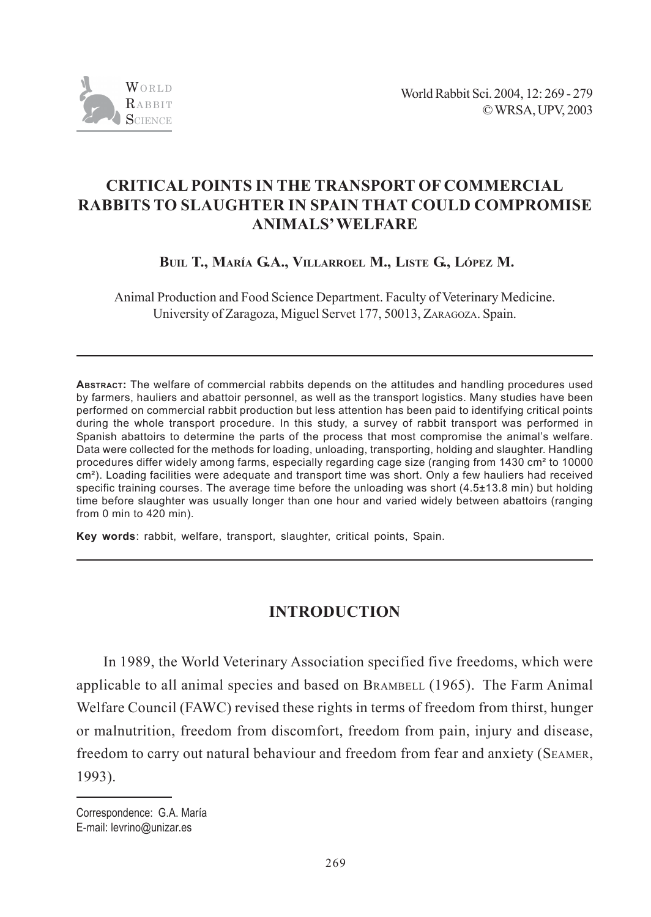# CRITICAL POINTS IN THE TRANSPORT OF COMMERCIAL RABBITS TO SLAUGHTER IN SPAIN THAT COULD COMPROMISE ANIMALS' WELFARE

**Buil T., María G.A., Villarroel M., Liste G., López M.**

Animal Production and Food Science Department. Faculty of Veterinary Medicine. University of Zaragoza, Miguel Servet 177, 50013, Zaragoza. Spain.

---

**Abstract:** The welfare of commercial rabbits depends on the attitudes and handling procedures used by farmers, hauliers and abattoir personnel, as well as the transport logistics. Many studies have been performed on commercial rabbit production but less attention has been paid to identifying critical points during the whole transport procedure. In this study, a survey of rabbit transport was performed in Spanish abattoirs to determine the parts of the process that most compromise the animal's welfare. Data were collected for the methods for loading, unloading, transporting, holding and slaughter. Handling procedures differ widely among farms, especially regarding cage size (ranging from 1430 cm² to 10000 cm²). Loading facilities were adequate and transport time was short. Only a few hauliers had received specific training courses. The average time before the unloading was short (4.5±13.8 min) but holding time before slaughter was usually longer than one hour and varied widely between abattoirs (ranging from 0 min to 420 min).

**Key words**: rabbit, welfare, transport, slaughter, critical points, Spain.

---

## INTRODUCTION

In 1989, the World Veterinary Association specified five freedoms, which were applicable to all animal species and based on Brambell (1965). The Farm Animal Welfare Council (FAWC) revised these rights in terms of freedom from thirst, hunger or malnutrition, freedom from discomfort, freedom from pain, injury and disease, freedom to carry out natural behaviour and freedom from fear and anxiety (Seamer, 1993).

---

Correspondence: G.A. María
E-mail: levrino@unizar.es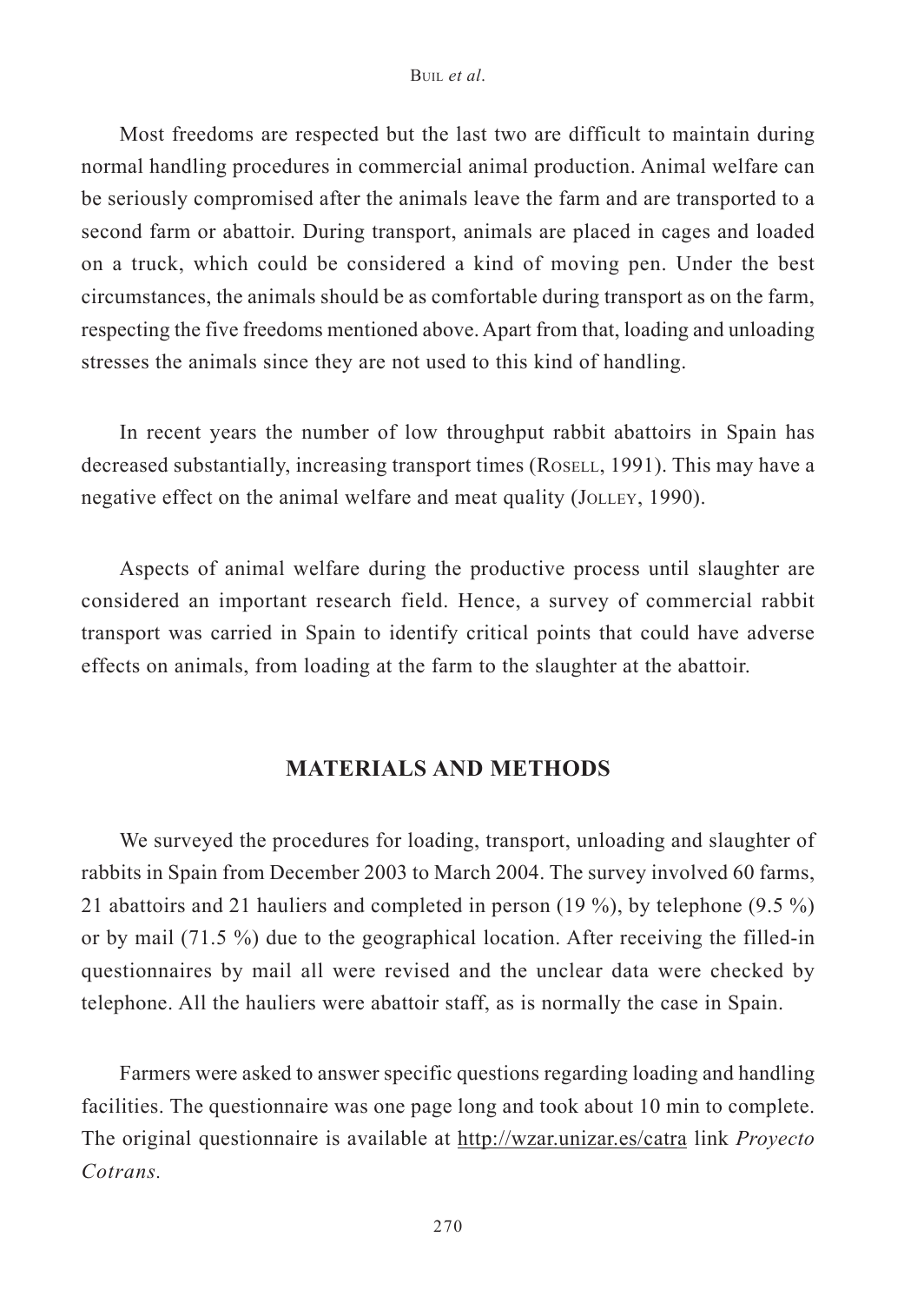Most freedoms are respected but the last two are difficult to maintain during normal handling procedures in commercial animal production. Animal welfare can be seriously compromised after the animals leave the farm and are transported to a second farm or abattoir. During transport, animals are placed in cages and loaded on a truck, which could be considered a kind of moving pen. Under the best circumstances, the animals should be as comfortable during transport as on the farm, respecting the five freedoms mentioned above. Apart from that, loading and unloading stresses the animals since they are not used to this kind of handling.

In recent years the number of low throughput rabbit abattoirs in Spain has decreased substantially, increasing transport times (ROSELL, 1991). This may have a negative effect on the animal welfare and meat quality (JOLLEY, 1990).

Aspects of animal welfare during the productive process until slaughter are considered an important research field. Hence, a survey of commercial rabbit transport was carried in Spain to identify critical points that could have adverse effects on animals, from loading at the farm to the slaughter at the abattoir.

## MATERIALS AND METHODS

We surveyed the procedures for loading, transport, unloading and slaughter of rabbits in Spain from December 2003 to March 2004. The survey involved 60 farms, 21 abattoirs and 21 hauliers and completed in person (19 %), by telephone (9.5 %) or by mail (71.5 %) due to the geographical location. After receiving the filled-in questionnaires by mail all were revised and the unclear data were checked by telephone. All the hauliers were abattoir staff, as is normally the case in Spain.

Farmers were asked to answer specific questions regarding loading and handling facilities. The questionnaire was one page long and took about 10 min to complete. The original questionnaire is available at http://wzar.unizar.es/catra link *Proyecto Cotrans*.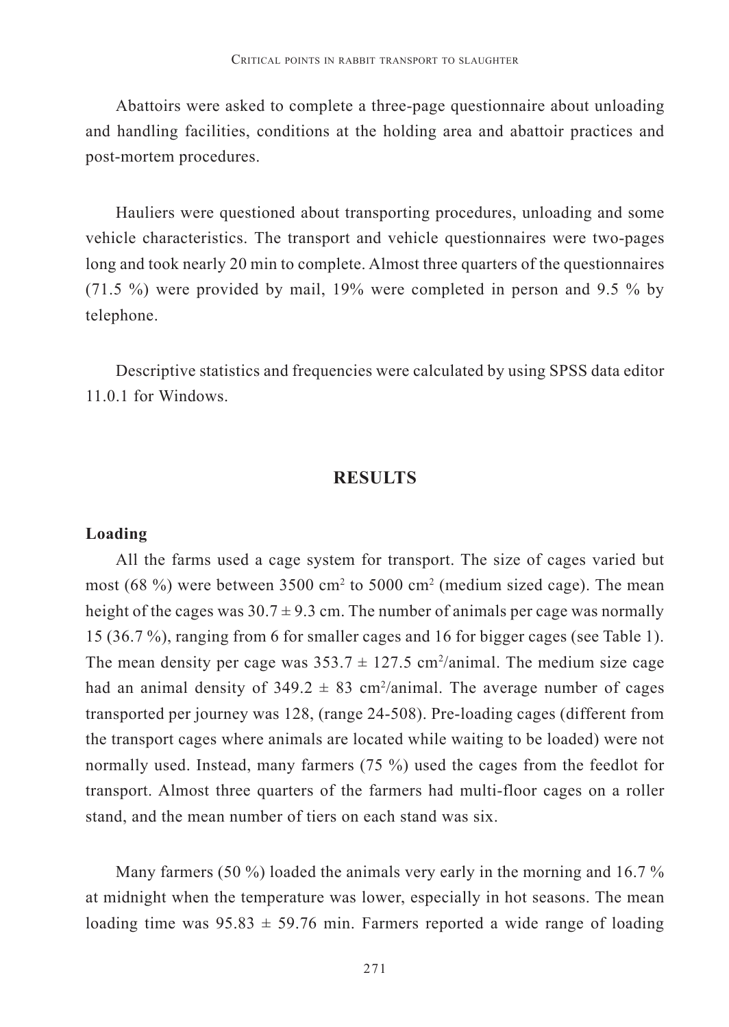Abattoirs were asked to complete a three-page questionnaire about unloading and handling facilities, conditions at the holding area and abattoir practices and post-mortem procedures.

Hauliers were questioned about transporting procedures, unloading and some vehicle characteristics. The transport and vehicle questionnaires were two-pages long and took nearly 20 min to complete. Almost three quarters of the questionnaires (71.5 %) were provided by mail, 19% were completed in person and 9.5 % by telephone.

Descriptive statistics and frequencies were calculated by using SPSS data editor 11.0.1 for Windows.

## RESULTS

### Loading

All the farms used a cage system for transport. The size of cages varied but most (68 %) were between 3500 cm$^2$ to 5000 cm$^2$ (medium sized cage). The mean height of the cages was $30.7 \pm 9.3$ cm. The number of animals per cage was normally 15 (36.7 %), ranging from 6 for smaller cages and 16 for bigger cages (see Table 1). The mean density per cage was $353.7 \pm 127.5$ cm$^2$/animal. The medium size cage had an animal density of $349.2 \pm 83$ cm$^2$/animal. The average number of cages transported per journey was 128, (range 24-508). Pre-loading cages (different from the transport cages where animals are located while waiting to be loaded) were not normally used. Instead, many farmers (75 %) used the cages from the feedlot for transport. Almost three quarters of the farmers had multi-floor cages on a roller stand, and the mean number of tiers on each stand was six.

Many farmers (50 %) loaded the animals very early in the morning and 16.7 % at midnight when the temperature was lower, especially in hot seasons. The mean loading time was $95.83 \pm 59.76$ min. Farmers reported a wide range of loading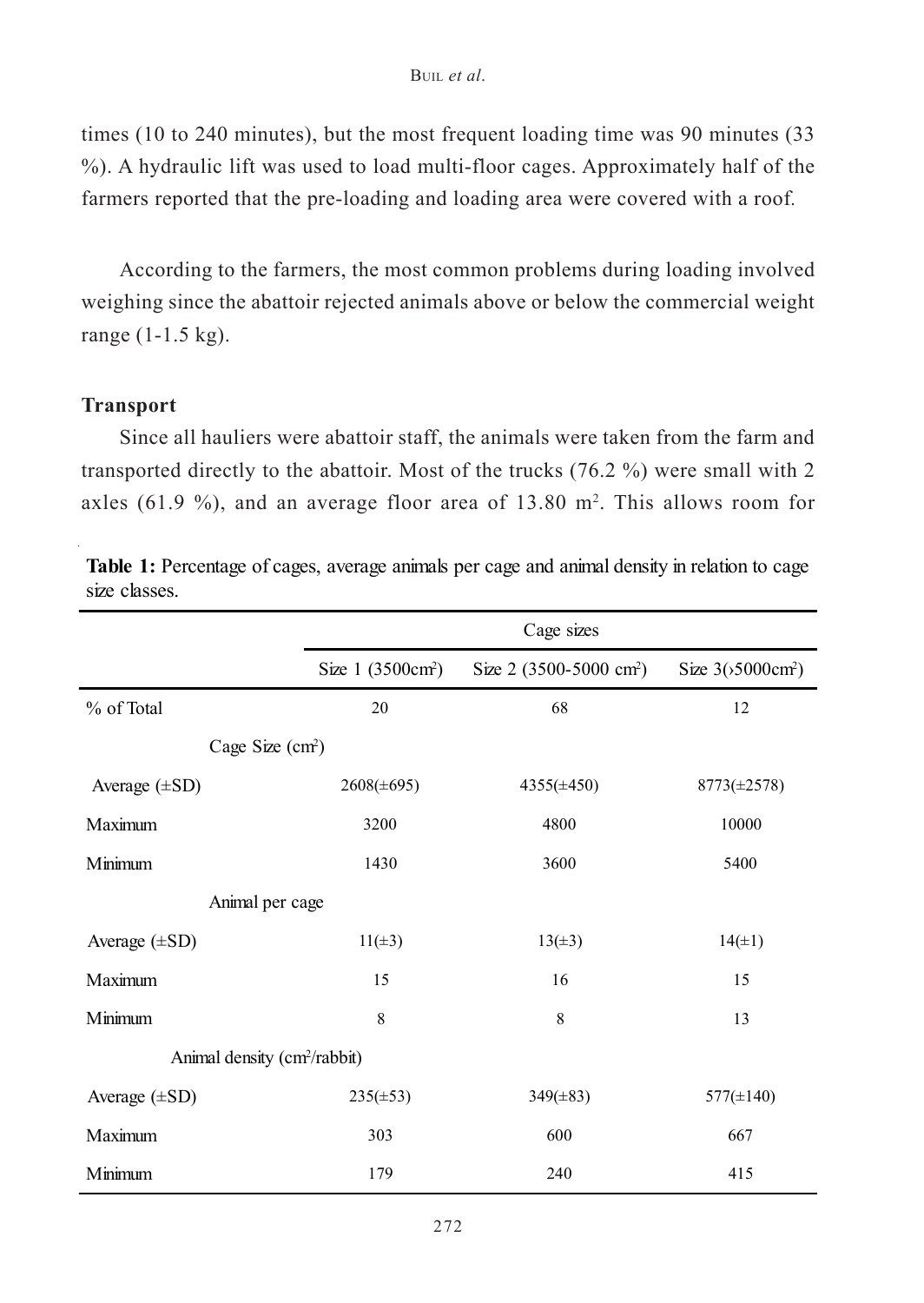times (10 to 240 minutes), but the most frequent loading time was 90 minutes (33 %). A hydraulic lift was used to load multi-floor cages. Approximately half of the farmers reported that the pre-loading and loading area were covered with a roof.

According to the farmers, the most common problems during loading involved weighing since the abattoir rejected animals above or below the commercial weight range (1-1.5 kg).

### Transport

Since all hauliers were abattoir staff, the animals were taken from the farm and transported directly to the abattoir. Most of the trucks (76.2 %) were small with 2 axles (61.9 %), and an average floor area of 13.80 m$^2$. This allows room for

**Table 1:** Percentage of cages, average animals per cage and animal density in relation to cage size classes.

| | Cage sizes | | |
|---|---|---|---|
| | Size 1 (3500cm$^2$) | Size 2 (3500-5000 cm$^2$) | Size 3(›5000cm$^2$) |
| % of Total | 20 | 68 | 12 |
| Cage Size (cm$^2$) | | | |
| Average (±SD) | 2608(±695) | 4355(±450) | 8773(±2578) |
| Maximum | 3200 | 4800 | 10000 |
| Minimum | 1430 | 3600 | 5400 |
| Animal per cage | | | |
| Average (±SD) | 11(±3) | 13(±3) | 14(±1) |
| Maximum | 15 | 16 | 15 |
| Minimum | 8 | 8 | 13 |
| Animal density (cm$^2$/rabbit) | | | |
| Average (±SD) | 235(±53) | 349(±83) | 577(±140) |
| Maximum | 303 | 600 | 667 |
| Minimum | 179 | 240 | 415 |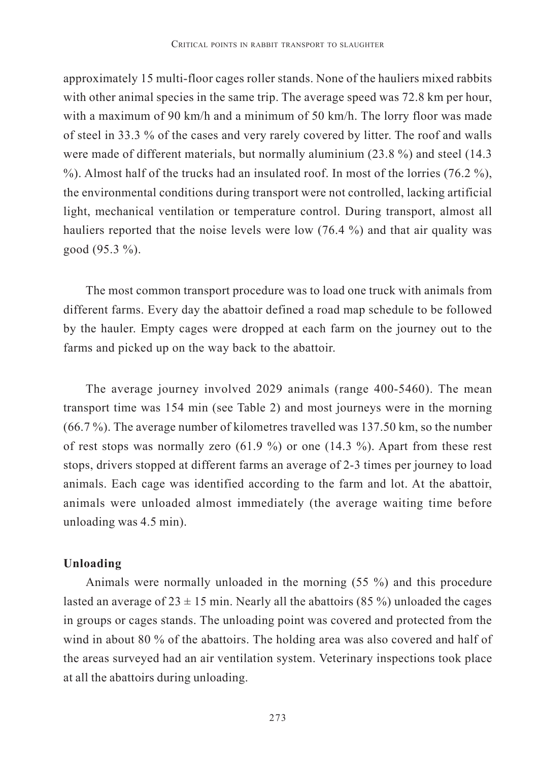approximately 15 multi-floor cages roller stands. None of the hauliers mixed rabbits with other animal species in the same trip. The average speed was 72.8 km per hour, with a maximum of 90 km/h and a minimum of 50 km/h. The lorry floor was made of steel in 33.3 % of the cases and very rarely covered by litter. The roof and walls were made of different materials, but normally aluminium (23.8 %) and steel (14.3 %). Almost half of the trucks had an insulated roof. In most of the lorries (76.2 %), the environmental conditions during transport were not controlled, lacking artificial light, mechanical ventilation or temperature control. During transport, almost all hauliers reported that the noise levels were low (76.4 %) and that air quality was good (95.3 %).

The most common transport procedure was to load one truck with animals from different farms. Every day the abattoir defined a road map schedule to be followed by the hauler. Empty cages were dropped at each farm on the journey out to the farms and picked up on the way back to the abattoir.

The average journey involved 2029 animals (range 400-5460). The mean transport time was 154 min (see Table 2) and most journeys were in the morning (66.7 %). The average number of kilometres travelled was 137.50 km, so the number of rest stops was normally zero (61.9 %) or one (14.3 %). Apart from these rest stops, drivers stopped at different farms an average of 2-3 times per journey to load animals. Each cage was identified according to the farm and lot. At the abattoir, animals were unloaded almost immediately (the average waiting time before unloading was 4.5 min).

**Unloading**

Animals were normally unloaded in the morning (55 %) and this procedure lasted an average of $23 \pm 15$ min. Nearly all the abattoirs (85 %) unloaded the cages in groups or cages stands. The unloading point was covered and protected from the wind in about 80 % of the abattoirs. The holding area was also covered and half of the areas surveyed had an air ventilation system. Veterinary inspections took place at all the abattoirs during unloading.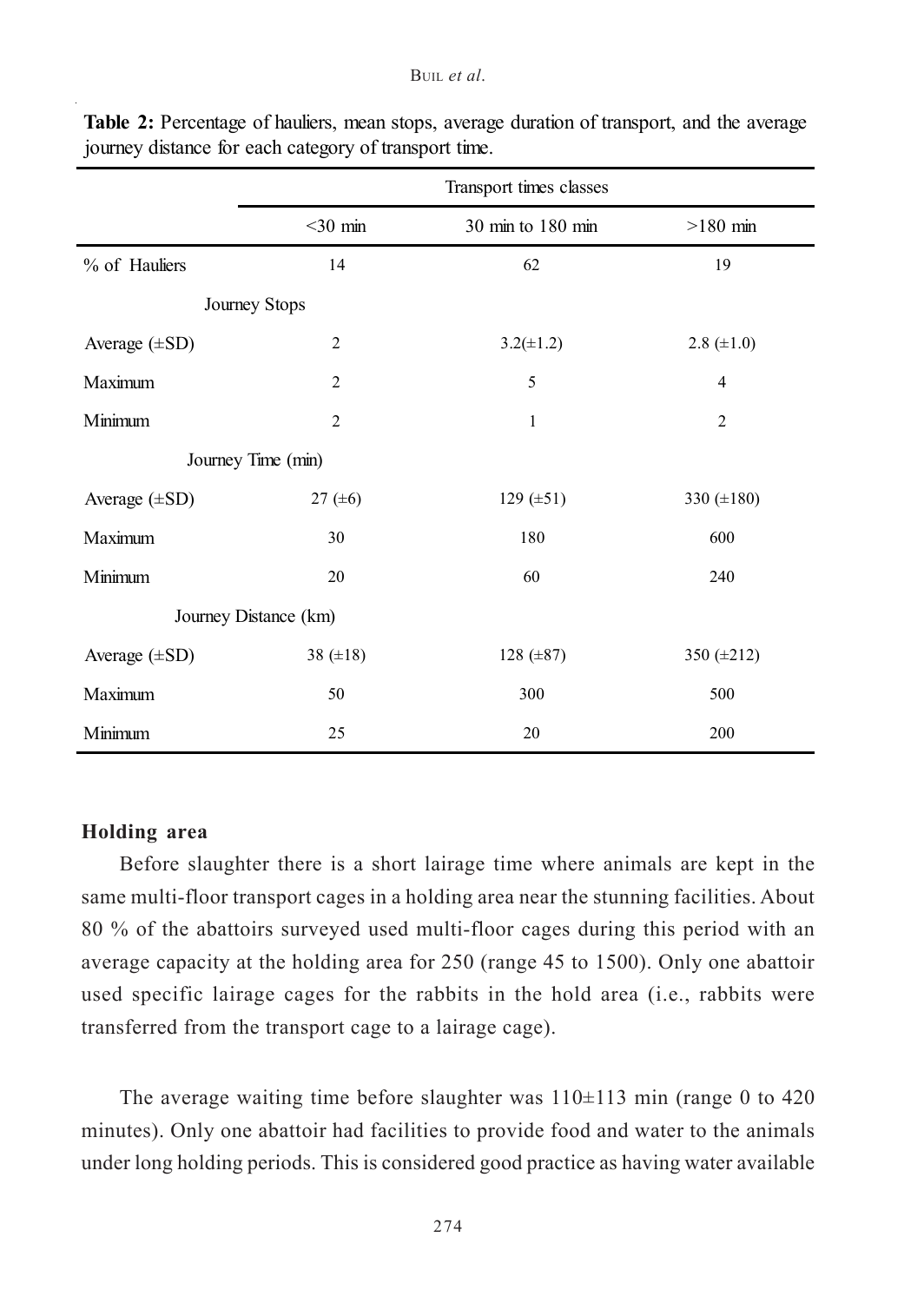**Table 2:** Percentage of hauliers, mean stops, average duration of transport, and the average journey distance for each category of transport time.

| | Transport times classes | | |
|---|---|---|---|
| | <30 min | 30 min to 180 min | >180 min |
| % of Hauliers | 14 | 62 | 19 |
| Journey Stops | | | |
| Average (±SD) | 2 | 3.2(±1.2) | 2.8 (±1.0) |
| Maximum | 2 | 5 | 4 |
| Minimum | 2 | 1 | 2 |
| Journey Time (min) | | | |
| Average (±SD) | 27 (±6) | 129 (±51) | 330 (±180) |
| Maximum | 30 | 180 | 600 |
| Minimum | 20 | 60 | 240 |
| Journey Distance (km) | | | |
| Average (±SD) | 38 (±18) | 128 (±87) | 350 (±212) |
| Maximum | 50 | 300 | 500 |
| Minimum | 25 | 20 | 200 |

#### Holding area

Before slaughter there is a short lairage time where animals are kept in the same multi-floor transport cages in a holding area near the stunning facilities. About 80 % of the abattoirs surveyed used multi-floor cages during this period with an average capacity at the holding area for 250 (range 45 to 1500). Only one abattoir used specific lairage cages for the rabbits in the hold area (i.e., rabbits were transferred from the transport cage to a lairage cage).

The average waiting time before slaughter was 110±113 min (range 0 to 420 minutes). Only one abattoir had facilities to provide food and water to the animals under long holding periods. This is considered good practice as having water available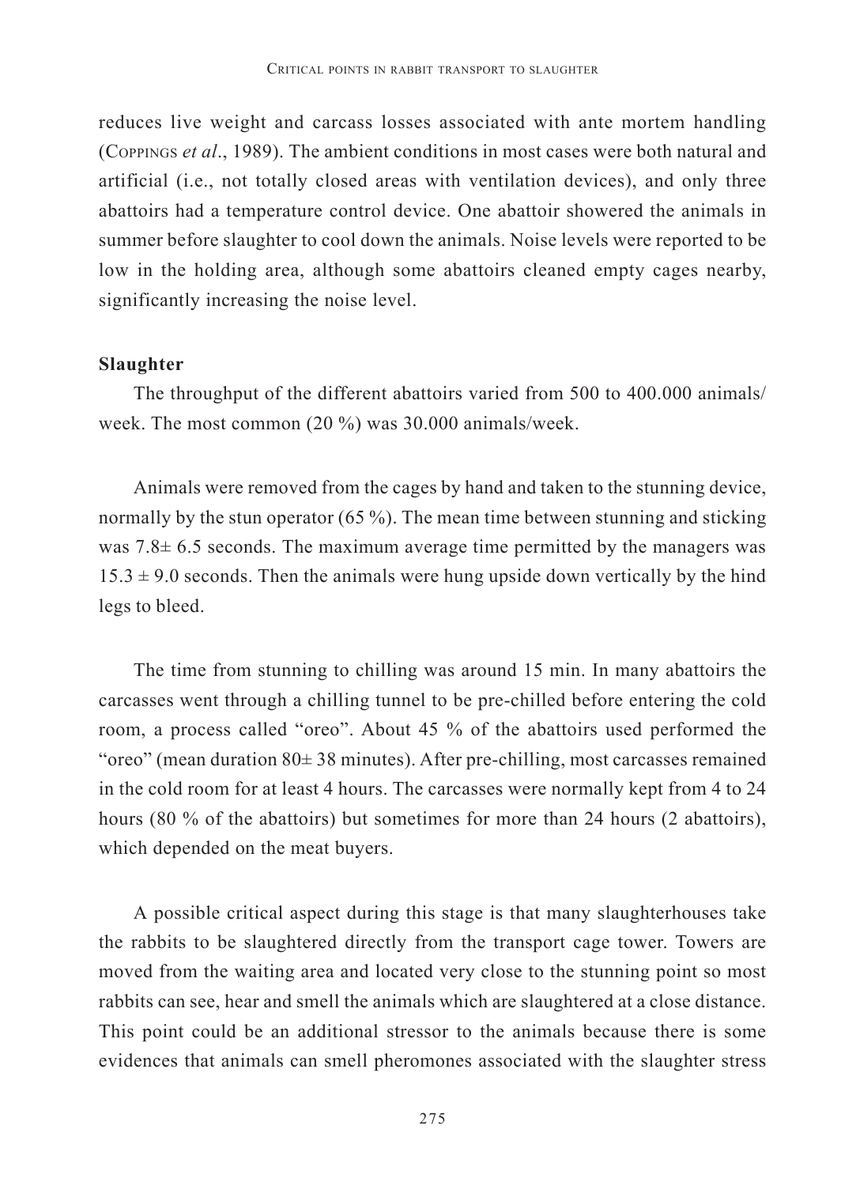reduces live weight and carcass losses associated with ante mortem handling (Coppings *et al*., 1989). The ambient conditions in most cases were both natural and artificial (i.e., not totally closed areas with ventilation devices), and only three abattoirs had a temperature control device. One abattoir showered the animals in summer before slaughter to cool down the animals. Noise levels were reported to be low in the holding area, although some abattoirs cleaned empty cages nearby, significantly increasing the noise level.

**Slaughter**

The throughput of the different abattoirs varied from 500 to 400.000 animals/week. The most common (20 %) was 30.000 animals/week.

Animals were removed from the cages by hand and taken to the stunning device, normally by the stun operator (65 %). The mean time between stunning and sticking was 7.8± 6.5 seconds. The maximum average time permitted by the managers was 15.3 ± 9.0 seconds. Then the animals were hung upside down vertically by the hind legs to bleed.

The time from stunning to chilling was around 15 min. In many abattoirs the carcasses went through a chilling tunnel to be pre-chilled before entering the cold room, a process called "oreo". About 45 % of the abattoirs used performed the "oreo" (mean duration 80± 38 minutes). After pre-chilling, most carcasses remained in the cold room for at least 4 hours. The carcasses were normally kept from 4 to 24 hours (80 % of the abattoirs) but sometimes for more than 24 hours (2 abattoirs), which depended on the meat buyers.

A possible critical aspect during this stage is that many slaughterhouses take the rabbits to be slaughtered directly from the transport cage tower. Towers are moved from the waiting area and located very close to the stunning point so most rabbits can see, hear and smell the animals which are slaughtered at a close distance. This point could be an additional stressor to the animals because there is some evidences that animals can smell pheromones associated with the slaughter stress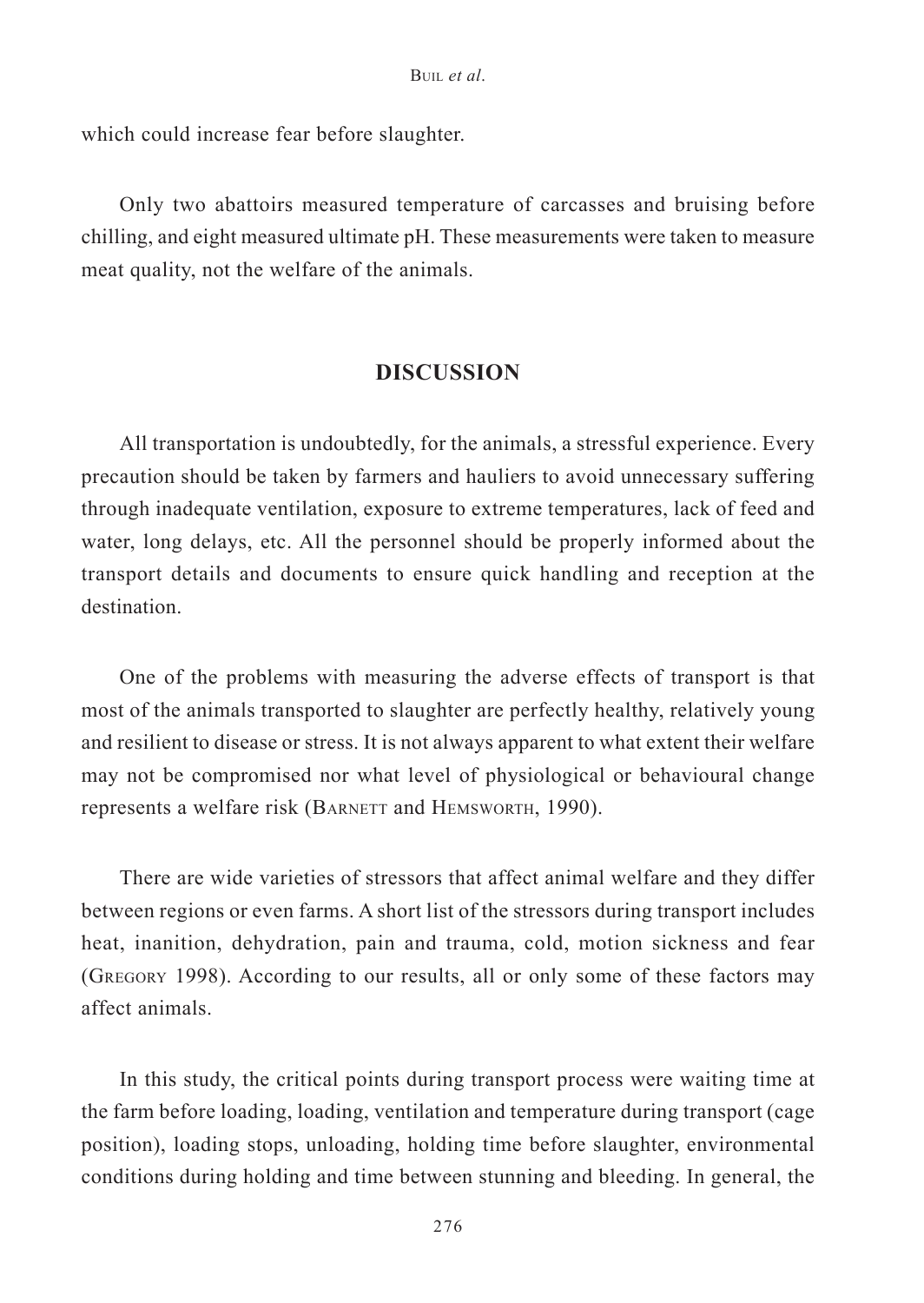which could increase fear before slaughter.

Only two abattoirs measured temperature of carcasses and bruising before chilling, and eight measured ultimate pH. These measurements were taken to measure meat quality, not the welfare of the animals.

## DISCUSSION

All transportation is undoubtedly, for the animals, a stressful experience. Every precaution should be taken by farmers and hauliers to avoid unnecessary suffering through inadequate ventilation, exposure to extreme temperatures, lack of feed and water, long delays, etc. All the personnel should be properly informed about the transport details and documents to ensure quick handling and reception at the destination.

One of the problems with measuring the adverse effects of transport is that most of the animals transported to slaughter are perfectly healthy, relatively young and resilient to disease or stress. It is not always apparent to what extent their welfare may not be compromised nor what level of physiological or behavioural change represents a welfare risk (Barnett and Hemsworth, 1990).

There are wide varieties of stressors that affect animal welfare and they differ between regions or even farms. A short list of the stressors during transport includes heat, inanition, dehydration, pain and trauma, cold, motion sickness and fear (Gregory 1998). According to our results, all or only some of these factors may affect animals.

In this study, the critical points during transport process were waiting time at the farm before loading, loading, ventilation and temperature during transport (cage position), loading stops, unloading, holding time before slaughter, environmental conditions during holding and time between stunning and bleeding. In general, the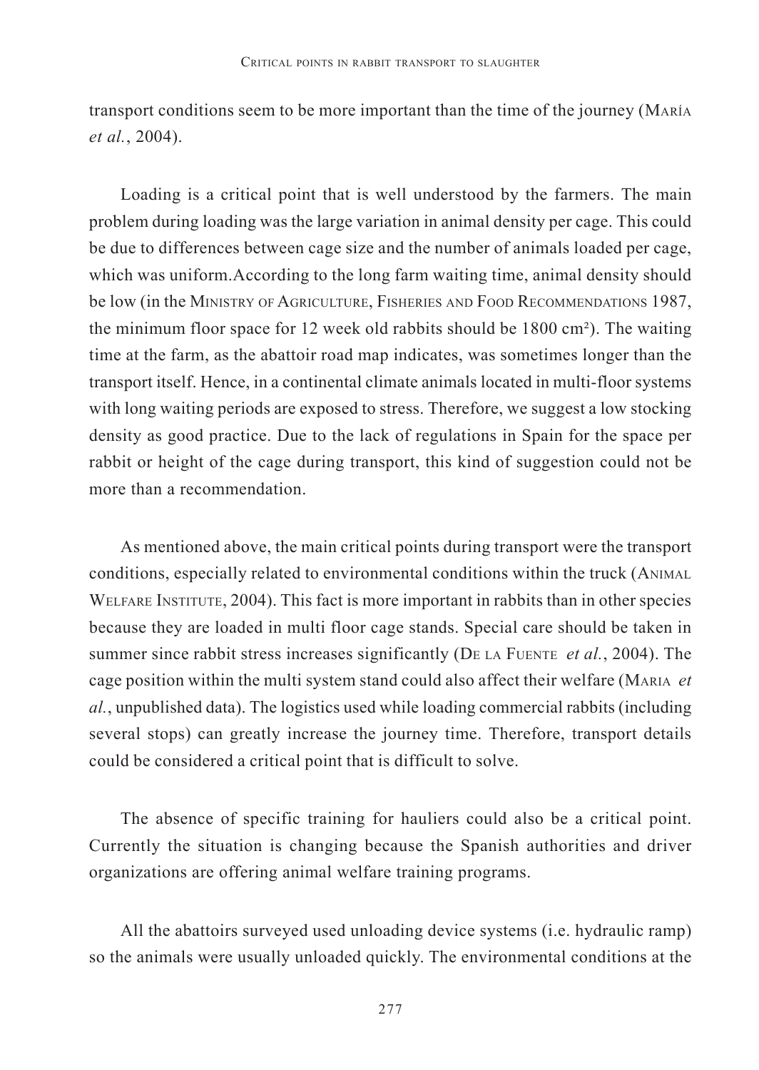transport conditions seem to be more important than the time of the journey (María *et al.*, 2004).

Loading is a critical point that is well understood by the farmers. The main problem during loading was the large variation in animal density per cage. This could be due to differences between cage size and the number of animals loaded per cage, which was uniform.According to the long farm waiting time, animal density should be low (in the Ministry of Agriculture, Fisheries and Food Recommendations 1987, the minimum floor space for 12 week old rabbits should be 1800 cm$^2$). The waiting time at the farm, as the abattoir road map indicates, was sometimes longer than the transport itself. Hence, in a continental climate animals located in multi-floor systems with long waiting periods are exposed to stress. Therefore, we suggest a low stocking density as good practice. Due to the lack of regulations in Spain for the space per rabbit or height of the cage during transport, this kind of suggestion could not be more than a recommendation.

As mentioned above, the main critical points during transport were the transport conditions, especially related to environmental conditions within the truck (Animal Welfare Institute, 2004). This fact is more important in rabbits than in other species because they are loaded in multi floor cage stands. Special care should be taken in summer since rabbit stress increases significantly (De la Fuente *et al.*, 2004). The cage position within the multi system stand could also affect their welfare (Maria *et al.*, unpublished data). The logistics used while loading commercial rabbits (including several stops) can greatly increase the journey time. Therefore, transport details could be considered a critical point that is difficult to solve.

The absence of specific training for hauliers could also be a critical point. Currently the situation is changing because the Spanish authorities and driver organizations are offering animal welfare training programs.

All the abattoirs surveyed used unloading device systems (i.e. hydraulic ramp) so the animals were usually unloaded quickly. The environmental conditions at the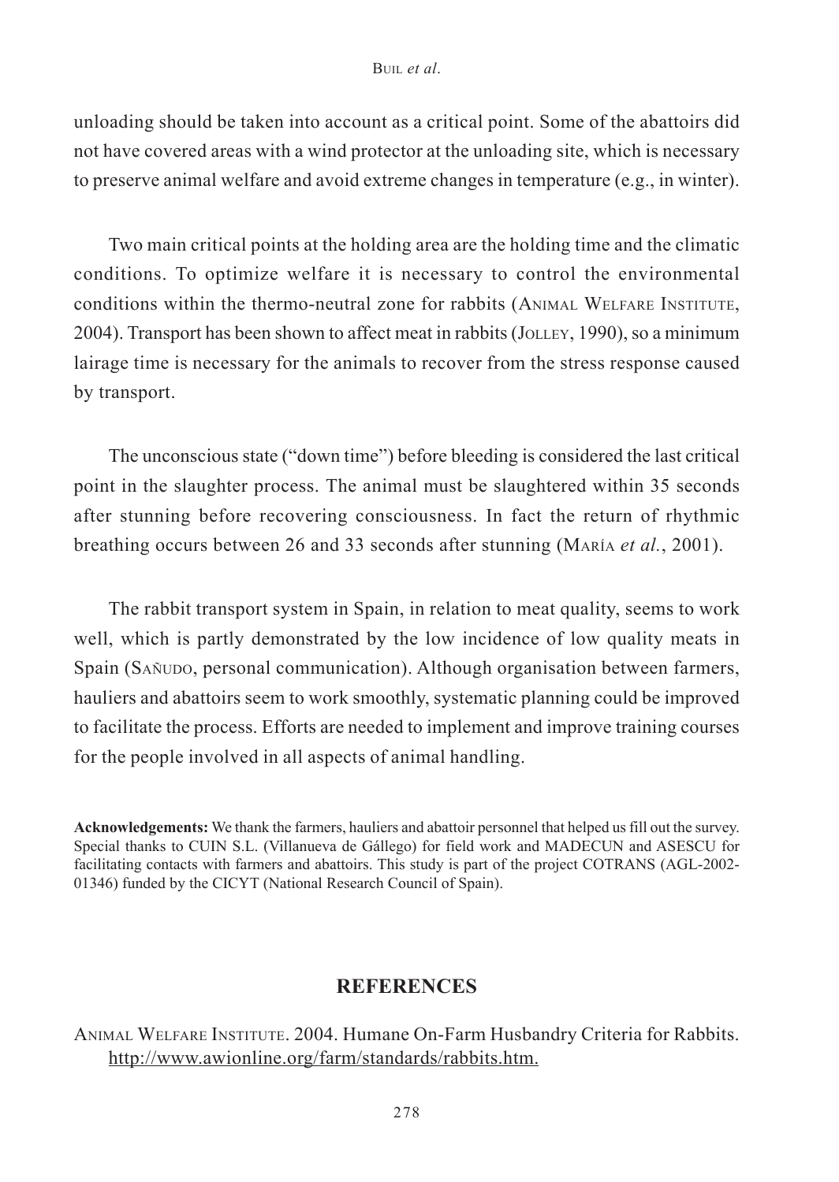unloading should be taken into account as a critical point. Some of the abattoirs did not have covered areas with a wind protector at the unloading site, which is necessary to preserve animal welfare and avoid extreme changes in temperature (e.g., in winter).

Two main critical points at the holding area are the holding time and the climatic conditions. To optimize welfare it is necessary to control the environmental conditions within the thermo-neutral zone for rabbits (Animal Welfare Institute, 2004). Transport has been shown to affect meat in rabbits (Jolley, 1990), so a minimum lairage time is necessary for the animals to recover from the stress response caused by transport.

The unconscious state ("down time") before bleeding is considered the last critical point in the slaughter process. The animal must be slaughtered within 35 seconds after stunning before recovering consciousness. In fact the return of rhythmic breathing occurs between 26 and 33 seconds after stunning (María *et al.*, 2001).

The rabbit transport system in Spain, in relation to meat quality, seems to work well, which is partly demonstrated by the low incidence of low quality meats in Spain (Sañudo, personal communication). Although organisation between farmers, hauliers and abattoirs seem to work smoothly, systematic planning could be improved to facilitate the process. Efforts are needed to implement and improve training courses for the people involved in all aspects of animal handling.

**Acknowledgements:** We thank the farmers, hauliers and abattoir personnel that helped us fill out the survey. Special thanks to CUIN S.L. (Villanueva de Gállego) for field work and MADECUN and ASESCU for facilitating contacts with farmers and abattoirs. This study is part of the project COTRANS (AGL-2002-01346) funded by the CICYT (National Research Council of Spain).

## REFERENCES

Animal Welfare Institute. 2004. Humane On-Farm Husbandry Criteria for Rabbits. http://www.awionline.org/farm/standards/rabbits.htm.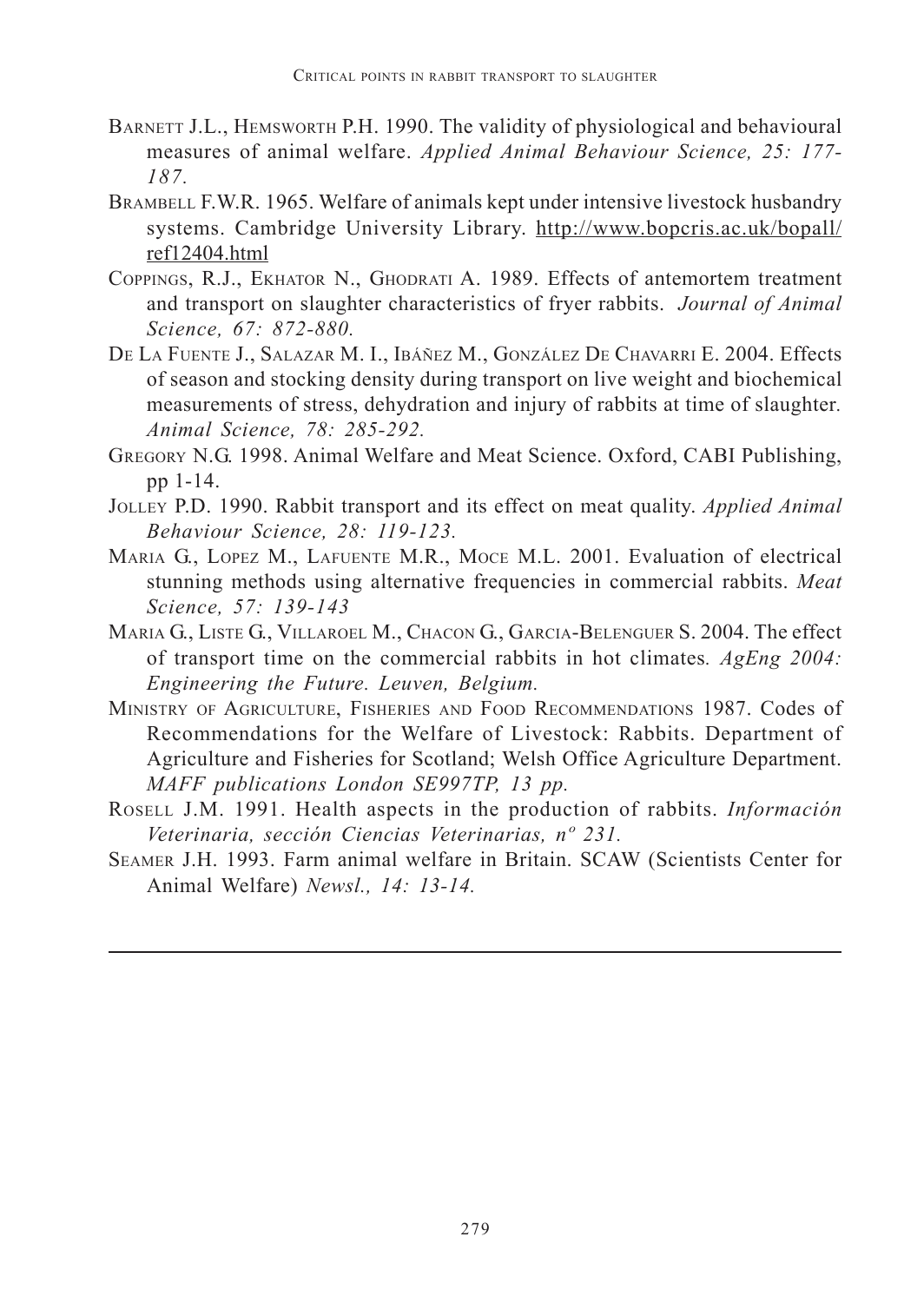Barnett J.L., Hemsworth P.H. 1990. The validity of physiological and behavioural measures of animal welfare. *Applied Animal Behaviour Science, 25: 177-187.*

Brambell F.W.R. 1965. Welfare of animals kept under intensive livestock husbandry systems. Cambridge University Library. http://www.bopcris.ac.uk/bopall/ref12404.html

Coppings, R.J., Ekhator N., Ghodrati A. 1989. Effects of antemortem treatment and transport on slaughter characteristics of fryer rabbits. *Journal of Animal Science, 67: 872-880.*

De La Fuente J., Salazar M. I., Ibáñez M., González De Chavarri E. 2004. Effects of season and stocking density during transport on live weight and biochemical measurements of stress, dehydration and injury of rabbits at time of slaughter. *Animal Science, 78: 285-292.*

Gregory N.G. 1998. Animal Welfare and Meat Science. Oxford, CABI Publishing, pp 1-14.

Jolley P.D. 1990. Rabbit transport and its effect on meat quality. *Applied Animal Behaviour Science, 28: 119-123.*

Maria G., Lopez M., Lafuente M.R., Moce M.L. 2001. Evaluation of electrical stunning methods using alternative frequencies in commercial rabbits. *Meat Science, 57: 139-143*

Maria G., Liste G., Villaroel M., Chacon G., Garcia-Belenguer S. 2004. The effect of transport time on the commercial rabbits in hot climates. *AgEng 2004: Engineering the Future. Leuven, Belgium.*

Ministry of Agriculture, Fisheries and Food Recommendations 1987. Codes of Recommendations for the Welfare of Livestock: Rabbits. Department of Agriculture and Fisheries for Scotland; Welsh Office Agriculture Department. *MAFF publications London SE997TP, 13 pp.*

Rosell J.M. 1991. Health aspects in the production of rabbits. *Información Veterinaria, sección Ciencias Veterinarias, nº 231.*

Seamer J.H. 1993. Farm animal welfare in Britain. SCAW (Scientists Center for Animal Welfare) *Newsl., 14: 13-14.*